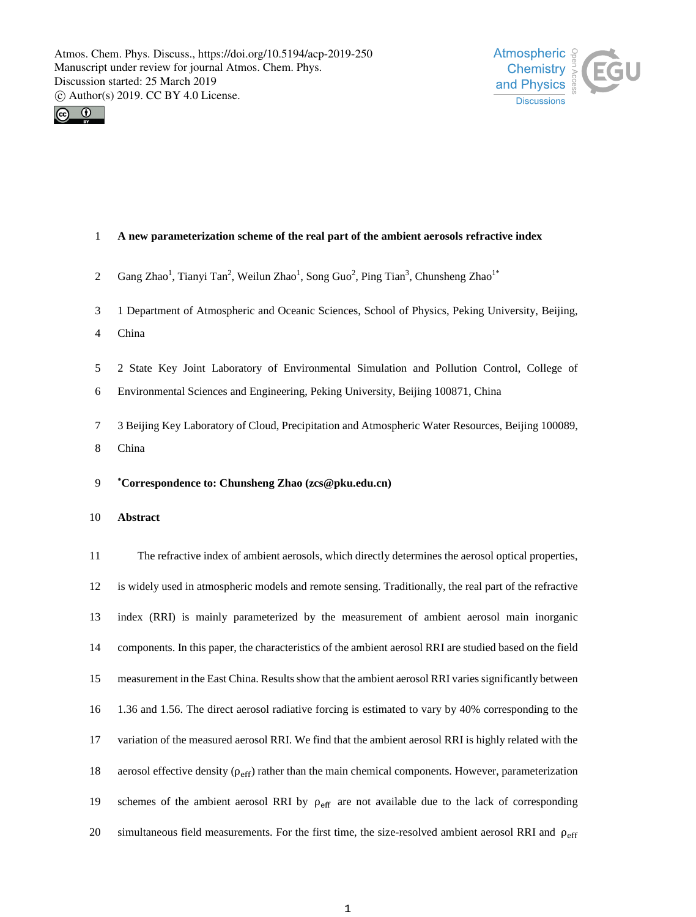# A new parameterization scheme of the real part of the ambient aerosols refractive index

Gang Zhao[1], Tianyi Tan[2], Weilun Zhao[1], Song Guo[2], Ping Tian[3], Chunsheng Zhao[1*]

1 Department of Atmospheric and Oceanic Sciences, School of Physics, Peking University, Beijing, China

2 State Key Joint Laboratory of Environmental Simulation and Pollution Control, College of Environmental Sciences and Engineering, Peking University, Beijing 100871, China

3 Beijing Key Laboratory of Cloud, Precipitation and Atmospheric Water Resources, Beijing 100089, China

**[*]Correspondence to: Chunsheng Zhao (zcs@pku.edu.cn)**

## Abstract

The refractive index of ambient aerosols, which directly determines the aerosol optical properties, is widely used in atmospheric models and remote sensing. Traditionally, the real part of the refractive index (RRI) is mainly parameterized by the measurement of ambient aerosol main inorganic components. In this paper, the characteristics of the ambient aerosol RRI are studied based on the field measurement in the East China. Results show that the ambient aerosol RRI varies significantly between 1.36 and 1.56. The direct aerosol radiative forcing is estimated to vary by 40% corresponding to the variation of the measured aerosol RRI. We find that the ambient aerosol RRI is highly related with the aerosol effective density ($\rho_{eff}$) rather than the main chemical components. However, parameterization schemes of the ambient aerosol RRI by $\rho_{eff}$ are not available due to the lack of corresponding simultaneous field measurements. For the first time, the size-resolved ambient aerosol RRI and $\rho_{eff}$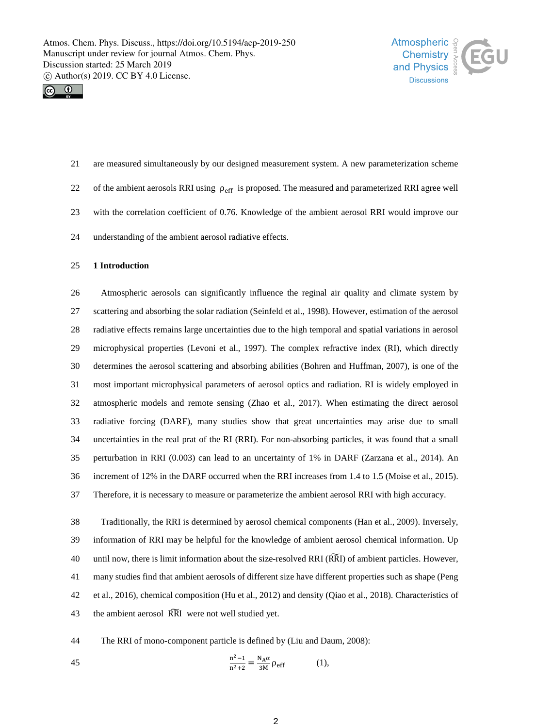are measured simultaneously by our designed measurement system. A new parameterization scheme of the ambient aerosols RRI using $\rho_{eff}$ is proposed. The measured and parameterized RRI agree well with the correlation coefficient of 0.76. Knowledge of the ambient aerosol RRI would improve our understanding of the ambient aerosol radiative effects.

## 1 Introduction

Atmospheric aerosols can significantly influence the reginal air quality and climate system by scattering and absorbing the solar radiation (Seinfeld et al., 1998). However, estimation of the aerosol radiative effects remains large uncertainties due to the high temporal and spatial variations in aerosol microphysical properties (Levoni et al., 1997). The complex refractive index (RI), which directly determines the aerosol scattering and absorbing abilities (Bohren and Huffman, 2007), is one of the most important microphysical parameters of aerosol optics and radiation. RI is widely employed in atmospheric models and remote sensing (Zhao et al., 2017). When estimating the direct aerosol radiative forcing (DARF), many studies show that great uncertainties may arise due to small uncertainties in the real prat of the RI (RRI). For non-absorbing particles, it was found that a small perturbation in RRI (0.003) can lead to an uncertainty of 1% in DARF (Zarzana et al., 2014). An increment of 12% in the DARF occurred when the RRI increases from 1.4 to 1.5 (Moise et al., 2015). Therefore, it is necessary to measure or parameterize the ambient aerosol RRI with high accuracy.

Traditionally, the RRI is determined by aerosol chemical components (Han et al., 2009). Inversely, information of RRI may be helpful for the knowledge of ambient aerosol chemical information. Up until now, there is limit information about the size-resolved RRI ($\widetilde{\mathrm{RRI}}$) of ambient particles. However, many studies find that ambient aerosols of different size have different properties such as shape (Peng et al., 2016), chemical composition (Hu et al., 2012) and density (Qiao et al., 2018). Characteristics of the ambient aerosol $\widetilde{\mathrm{RRI}}$ were not well studied yet.

The RRI of mono-component particle is defined by (Liu and Daum, 2008):

$$\frac{n^2-1}{n^2+2} = \frac{N_A \alpha}{3M}\rho_{eff} \qquad (1),$$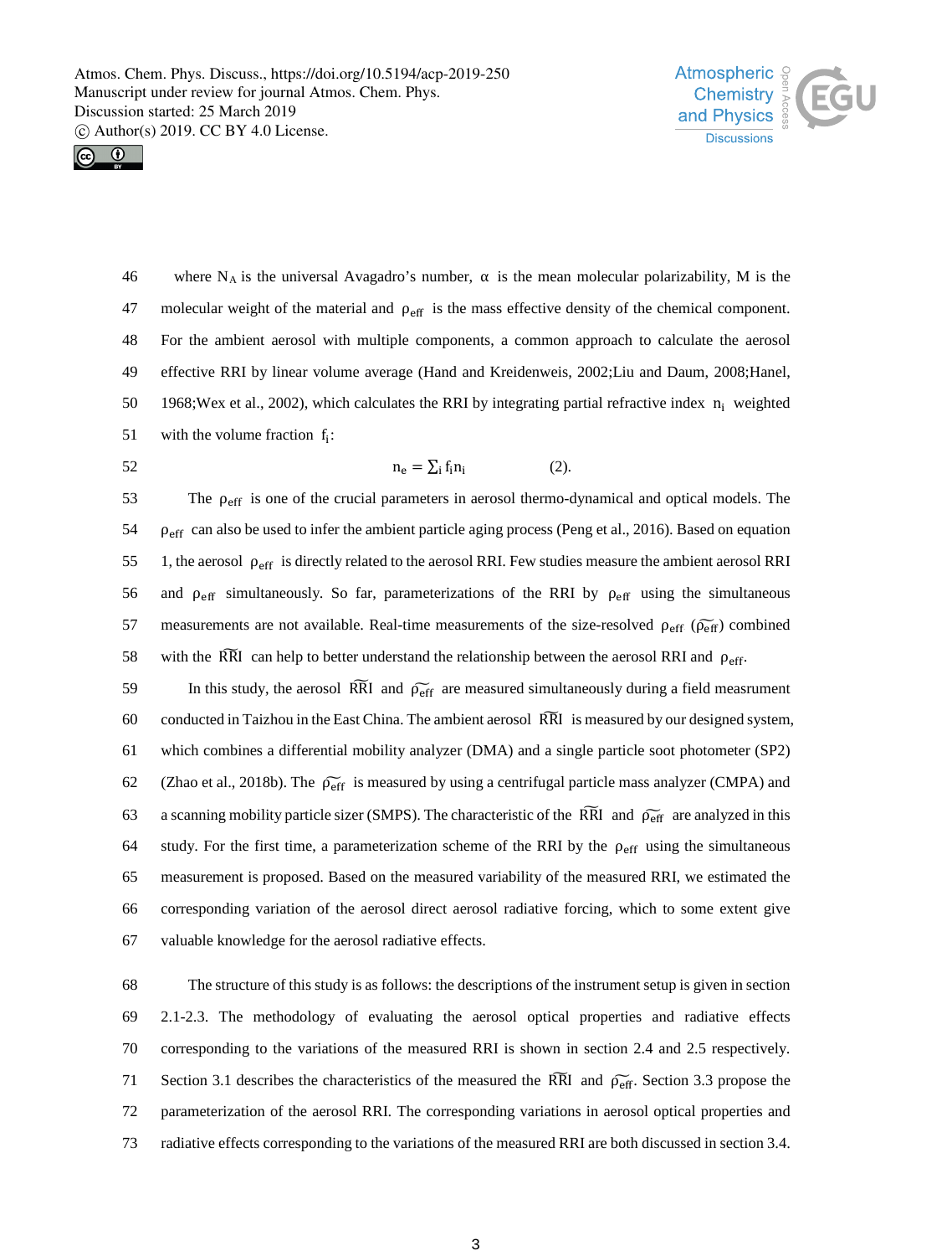where $N_A$ is the universal Avagadro's number, $\alpha$ is the mean molecular polarizability, M is the molecular weight of the material and $\rho_{eff}$ is the mass effective density of the chemical component. For the ambient aerosol with multiple components, a common approach to calculate the aerosol effective RRI by linear volume average (Hand and Kreidenweis, 2002;Liu and Daum, 2008;Hanel, 1968;Wex et al., 2002), which calculates the RRI by integrating partial refractive index $n_i$ weighted with the volume fraction $f_i$:

$$n_e = \sum_i f_i n_i \qquad (2).$$

The $\rho_{eff}$ is one of the crucial parameters in aerosol thermo-dynamical and optical models. The $\rho_{eff}$ can also be used to infer the ambient particle aging process (Peng et al., 2016). Based on equation 1, the aerosol $\rho_{eff}$ is directly related to the aerosol RRI. Few studies measure the ambient aerosol RRI and $\rho_{eff}$ simultaneously. So far, parameterizations of the RRI by $\rho_{eff}$ using the simultaneous measurements are not available. Real-time measurements of the size-resolved $\rho_{eff}$ ($\widetilde{\rho_{eff}}$) combined with the $\widetilde{RRI}$ can help to better understand the relationship between the aerosol RRI and $\rho_{eff}$.

In this study, the aerosol $\widetilde{RRI}$ and $\widetilde{\rho_{eff}}$ are measured simultaneously during a field measrument conducted in Taizhou in the East China. The ambient aerosol $\widetilde{RRI}$ is measured by our designed system, which combines a differential mobility analyzer (DMA) and a single particle soot photometer (SP2) (Zhao et al., 2018b). The $\widetilde{\rho_{eff}}$ is measured by using a centrifugal particle mass analyzer (CMPA) and a scanning mobility particle sizer (SMPS). The characteristic of the $\widetilde{RRI}$ and $\widetilde{\rho_{eff}}$ are analyzed in this study. For the first time, a parameterization scheme of the RRI by the $\rho_{eff}$ using the simultaneous measurement is proposed. Based on the measured variability of the measured RRI, we estimated the corresponding variation of the aerosol direct aerosol radiative forcing, which to some extent give valuable knowledge for the aerosol radiative effects.

The structure of this study is as follows: the descriptions of the instrument setup is given in section 2.1-2.3. The methodology of evaluating the aerosol optical properties and radiative effects corresponding to the variations of the measured RRI is shown in section 2.4 and 2.5 respectively. Section 3.1 describes the characteristics of the measured the $\widetilde{RRI}$ and $\widetilde{\rho_{eff}}$. Section 3.3 propose the parameterization of the aerosol RRI. The corresponding variations in aerosol optical properties and radiative effects corresponding to the variations of the measured RRI are both discussed in section 3.4.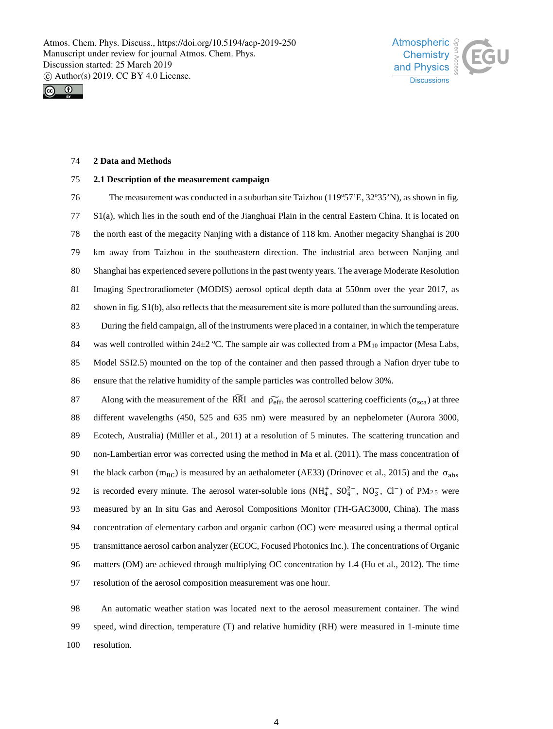## 2 Data and Methods

### 2.1 Description of the measurement campaign

The measurement was conducted in a suburban site Taizhou (119°57'E, 32°35'N), as shown in fig. S1(a), which lies in the south end of the Jianghuai Plain in the central Eastern China. It is located on the north east of the megacity Nanjing with a distance of 118 km. Another megacity Shanghai is 200 km away from Taizhou in the southeastern direction. The industrial area between Nanjing and Shanghai has experienced severe pollutions in the past twenty years. The average Moderate Resolution Imaging Spectroradiometer (MODIS) aerosol optical depth data at 550nm over the year 2017, as shown in fig. S1(b), also reflects that the measurement site is more polluted than the surrounding areas.

During the field campaign, all of the instruments were placed in a container, in which the temperature was well controlled within 24±2 °C. The sample air was collected from a $PM_{10}$ impactor (Mesa Labs, Model SSI2.5) mounted on the top of the container and then passed through a Nafion dryer tube to ensure that the relative humidity of the sample particles was controlled below 30%.

Along with the measurement of the $\widetilde{\mathrm{RRI}}$ and $\widetilde{\rho_{\mathrm{eff}}}$, the aerosol scattering coefficients ($\sigma_{\mathrm{sca}}$) at three different wavelengths (450, 525 and 635 nm) were measured by an nephelometer (Aurora 3000, Ecotech, Australia) (Müller et al., 2011) at a resolution of 5 minutes. The scattering truncation and non-Lambertian error was corrected using the method in Ma et al. (2011). The mass concentration of the black carbon ($\mathrm{m_{BC}}$) is measured by an aethalometer (AE33) (Drinovec et al., 2015) and the $\sigma_{\mathrm{abs}}$ is recorded every minute. The aerosol water-soluble ions ($NH_4^+$, $SO_4^{2-}$, $NO_3^-$, $Cl^-$) of $PM_{2.5}$ were measured by an In situ Gas and Aerosol Compositions Monitor (TH-GAC3000, China). The mass concentration of elementary carbon and organic carbon (OC) were measured using a thermal optical transmittance aerosol carbon analyzer (ECOC, Focused Photonics Inc.). The concentrations of Organic matters (OM) are achieved through multiplying OC concentration by 1.4 (Hu et al., 2012). The time resolution of the aerosol composition measurement was one hour.

An automatic weather station was located next to the aerosol measurement container. The wind speed, wind direction, temperature (T) and relative humidity (RH) were measured in 1-minute time resolution.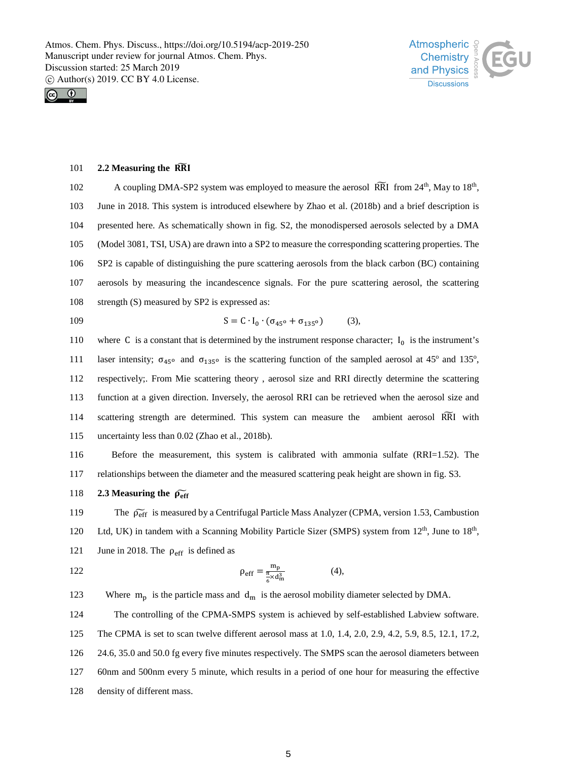### 2.2 Measuring the $\widetilde{\mathrm{RRI}}$

A coupling DMA-SP2 system was employed to measure the aerosol $\widetilde{\mathrm{RRI}}$ from 24th, May to 18th, June in 2018. This system is introduced elsewhere by Zhao et al. (2018b) and a brief description is presented here. As schematically shown in fig. S2, the monodispersed aerosols selected by a DMA (Model 3081, TSI, USA) are drawn into a SP2 to measure the corresponding scattering properties. The SP2 is capable of distinguishing the pure scattering aerosols from the black carbon (BC) containing aerosols by measuring the incandescence signals. For the pure scattering aerosol, the scattering strength (S) measured by SP2 is expressed as:

$$S = C \cdot I_0 \cdot (\sigma_{45^o} + \sigma_{135^o}) \qquad (3),$$

where $C$ is a constant that is determined by the instrument response character; $I_0$ is the instrument's laser intensity; $\sigma_{45^o}$ and $\sigma_{135^o}$ is the scattering function of the sampled aerosol at 45° and 135°, respectively;. From Mie scattering theory , aerosol size and RRI directly determine the scattering function at a given direction. Inversely, the aerosol RRI can be retrieved when the aerosol size and scattering strength are determined. This system can measure the ambient aerosol $\widetilde{\mathrm{RRI}}$ with uncertainty less than 0.02 (Zhao et al., 2018b).

Before the measurement, this system is calibrated with ammonia sulfate (RRI=1.52). The relationships between the diameter and the measured scattering peak height are shown in fig. S3.

### 2.3 Measuring the $\widetilde{\rho_{\mathrm{eff}}}$

The $\widetilde{\rho_{\mathrm{eff}}}$ is measured by a Centrifugal Particle Mass Analyzer (CPMA, version 1.53, Cambustion Ltd, UK) in tandem with a Scanning Mobility Particle Sizer (SMPS) system from 12th, June to 18th, June in 2018. The $\rho_{\mathrm{eff}}$ is defined as

$$\rho_{\mathrm{eff}} = \frac{m_p}{\frac{\pi}{6} \times d_m^3} \qquad (4),$$

Where $m_p$ is the particle mass and $d_m$ is the aerosol mobility diameter selected by DMA.

The controlling of the CPMA-SMPS system is achieved by self-established Labview software. The CPMA is set to scan twelve different aerosol mass at 1.0, 1.4, 2.0, 2.9, 4.2, 5.9, 8.5, 12.1, 17.2, 24.6, 35.0 and 50.0 fg every five minutes respectively. The SMPS scan the aerosol diameters between 60nm and 500nm every 5 minute, which results in a period of one hour for measuring the effective density of different mass.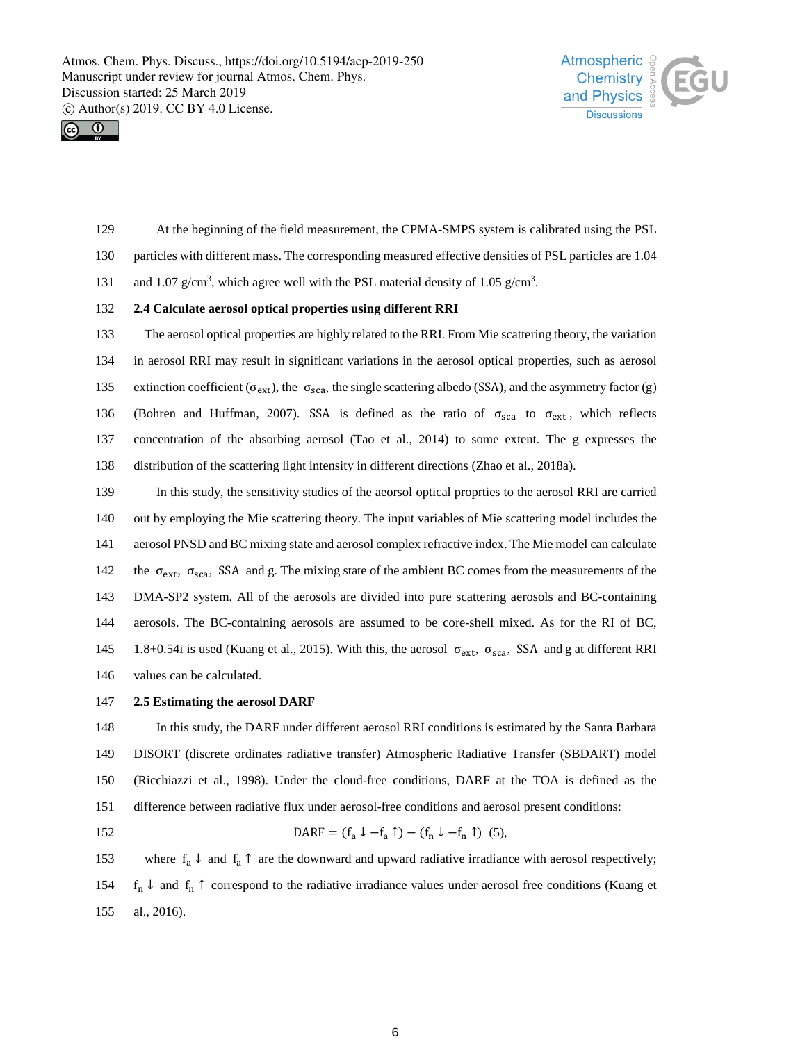At the beginning of the field measurement, the CPMA-SMPS system is calibrated using the PSL particles with different mass. The corresponding measured effective densities of PSL particles are 1.04 and 1.07 g/cm$^3$, which agree well with the PSL material density of 1.05 g/cm$^3$.

### 2.4 Calculate aerosol optical properties using different RRI

The aerosol optical properties are highly related to the RRI. From Mie scattering theory, the variation in aerosol RRI may result in significant variations in the aerosol optical properties, such as aerosol extinction coefficient ($\sigma_{ext}$), the $\sigma_{sca}$, the single scattering albedo (SSA), and the asymmetry factor (g) (Bohren and Huffman, 2007). SSA is defined as the ratio of $\sigma_{sca}$ to $\sigma_{ext}$, which reflects concentration of the absorbing aerosol (Tao et al., 2014) to some extent. The g expresses the distribution of the scattering light intensity in different directions (Zhao et al., 2018a).

In this study, the sensitivity studies of the aeorsol optical proprties to the aerosol RRI are carried out by employing the Mie scattering theory. The input variables of Mie scattering model includes the aerosol PNSD and BC mixing state and aerosol complex refractive index. The Mie model can calculate the $\sigma_{ext}$, $\sigma_{sca}$, SSA and g. The mixing state of the ambient BC comes from the measurements of the DMA-SP2 system. All of the aerosols are divided into pure scattering aerosols and BC-containing aerosols. The BC-containing aerosols are assumed to be core-shell mixed. As for the RI of BC, 1.8+0.54i is used (Kuang et al., 2015). With this, the aerosol $\sigma_{ext}$, $\sigma_{sca}$, SSA and g at different RRI values can be calculated.

### 2.5 Estimating the aerosol DARF

In this study, the DARF under different aerosol RRI conditions is estimated by the Santa Barbara DISORT (discrete ordinates radiative transfer) Atmospheric Radiative Transfer (SBDART) model (Ricchiazzi et al., 1998). Under the cloud-free conditions, DARF at the TOA is defined as the difference between radiative flux under aerosol-free conditions and aerosol present conditions:

$$DARF = (f_a \downarrow - f_a \uparrow) - (f_n \downarrow - f_n \uparrow) \quad (5),$$

where $f_a \downarrow$ and $f_a \uparrow$ are the downward and upward radiative irradiance with aerosol respectively; $f_n \downarrow$ and $f_n \uparrow$ correspond to the radiative irradiance values under aerosol free conditions (Kuang et al., 2016).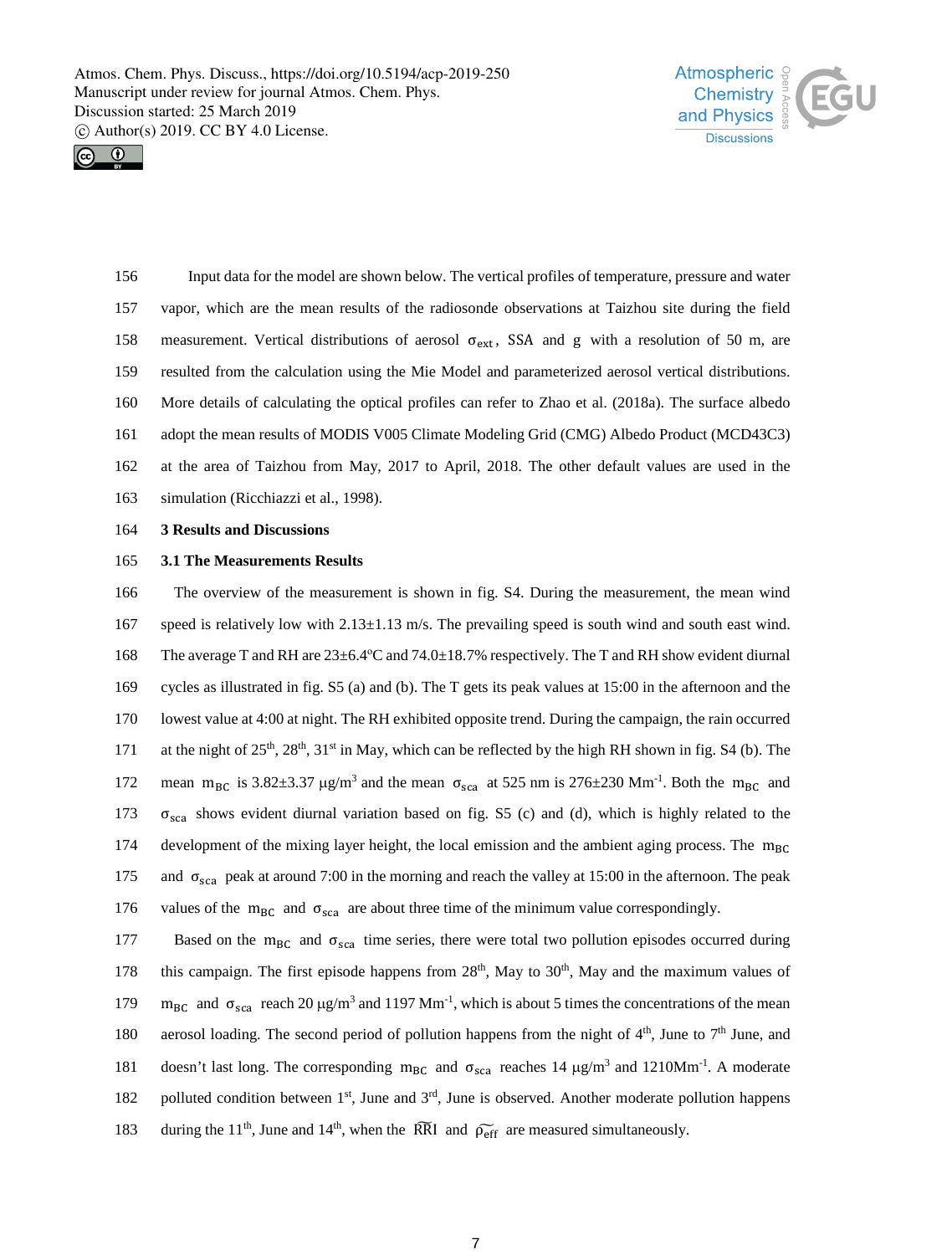Input data for the model are shown below. The vertical profiles of temperature, pressure and water vapor, which are the mean results of the radiosonde observations at Taizhou site during the field measurement. Vertical distributions of aerosol $\sigma_{ext}$, SSA and g with a resolution of 50 m, are resulted from the calculation using the Mie Model and parameterized aerosol vertical distributions. More details of calculating the optical profiles can refer to Zhao et al. (2018a). The surface albedo adopt the mean results of MODIS V005 Climate Modeling Grid (CMG) Albedo Product (MCD43C3) at the area of Taizhou from May, 2017 to April, 2018. The other default values are used in the simulation (Ricchiazzi et al., 1998).

# 3 Results and Discussions

## 3.1 The Measurements Results

The overview of the measurement is shown in fig. S4. During the measurement, the mean wind speed is relatively low with 2.13±1.13 m/s. The prevailing speed is south wind and south east wind. The average T and RH are 23±6.4°C and 74.0±18.7% respectively. The T and RH show evident diurnal cycles as illustrated in fig. S5 (a) and (b). The T gets its peak values at 15:00 in the afternoon and the lowest value at 4:00 at night. The RH exhibited opposite trend. During the campaign, the rain occurred at the night of 25th, 28th, 31st in May, which can be reflected by the high RH shown in fig. S4 (b). The mean $m_{BC}$ is 3.82±3.37 μg/m³ and the mean $\sigma_{sca}$ at 525 nm is 276±230 Mm⁻¹. Both the $m_{BC}$ and $\sigma_{sca}$ shows evident diurnal variation based on fig. S5 (c) and (d), which is highly related to the development of the mixing layer height, the local emission and the ambient aging process. The $m_{BC}$ and $\sigma_{sca}$ peak at around 7:00 in the morning and reach the valley at 15:00 in the afternoon. The peak values of the $m_{BC}$ and $\sigma_{sca}$ are about three time of the minimum value correspondingly.

Based on the $m_{BC}$ and $\sigma_{sca}$ time series, there were total two pollution episodes occurred during this campaign. The first episode happens from 28th, May to 30th, May and the maximum values of $m_{BC}$ and $\sigma_{sca}$ reach 20 μg/m³ and 1197 Mm⁻¹, which is about 5 times the concentrations of the mean aerosol loading. The second period of pollution happens from the night of 4th, June to 7th June, and doesn't last long. The corresponding $m_{BC}$ and $\sigma_{sca}$ reaches 14 μg/m³ and 1210Mm⁻¹. A moderate polluted condition between 1st, June and 3rd, June is observed. Another moderate pollution happens during the 11th, June and 14th, when the $\widetilde{RRI}$ and $\widetilde{\rho_{eff}}$ are measured simultaneously.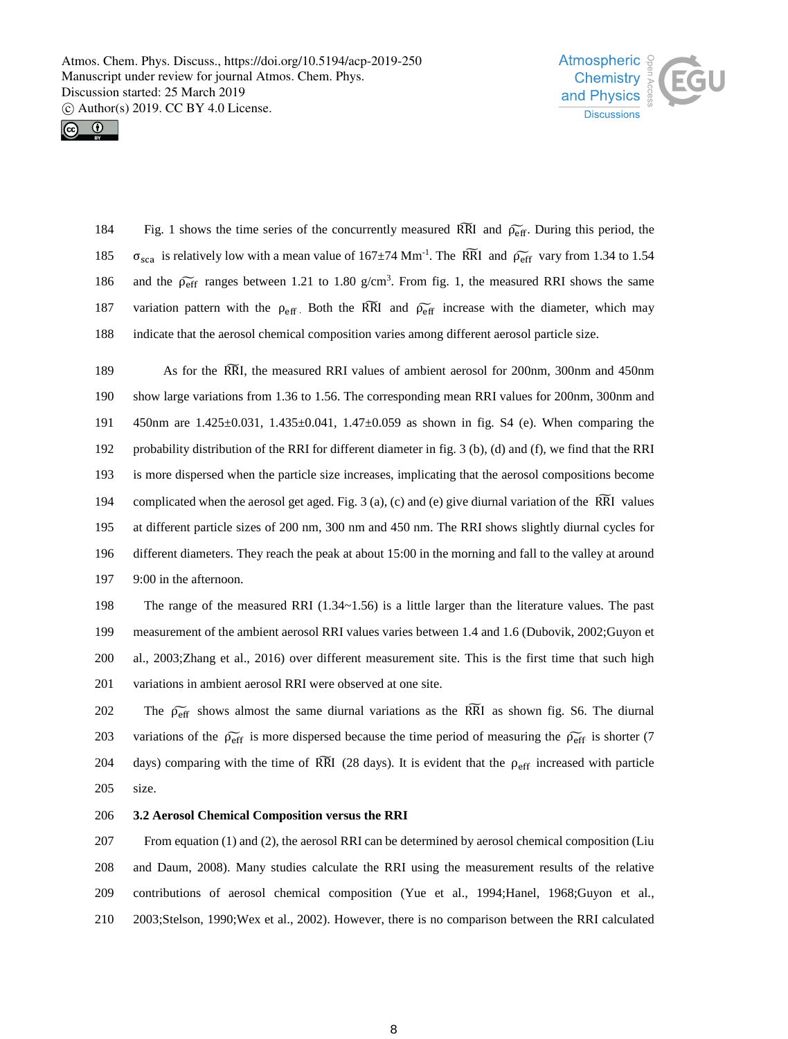Fig. 1 shows the time series of the concurrently measured $\widetilde{\mathrm{RRI}}$ and $\widetilde{\rho_{\mathrm{eff}}}$. During this period, the $\sigma_{\mathrm{sca}}$ is relatively low with a mean value of 167±74 $\mathrm{Mm}^{-1}$. The $\widetilde{\mathrm{RRI}}$ and $\widetilde{\rho_{\mathrm{eff}}}$ vary from 1.34 to 1.54 and the $\widetilde{\rho_{\mathrm{eff}}}$ ranges between 1.21 to 1.80 $\mathrm{g/cm}^3$. From fig. 1, the measured RRI shows the same variation pattern with the $\rho_{\mathrm{eff}}$. Both the $\widetilde{\mathrm{RRI}}$ and $\widetilde{\rho_{\mathrm{eff}}}$ increase with the diameter, which may indicate that the aerosol chemical composition varies among different aerosol particle size.

As for the $\widetilde{\mathrm{RRI}}$, the measured RRI values of ambient aerosol for 200nm, 300nm and 450nm show large variations from 1.36 to 1.56. The corresponding mean RRI values for 200nm, 300nm and 450nm are 1.425±0.031, 1.435±0.041, 1.47±0.059 as shown in fig. S4 (e). When comparing the probability distribution of the RRI for different diameter in fig. 3 (b), (d) and (f), we find that the RRI is more dispersed when the particle size increases, implicating that the aerosol compositions become complicated when the aerosol get aged. Fig. 3 (a), (c) and (e) give diurnal variation of the $\widetilde{\mathrm{RRI}}$ values at different particle sizes of 200 nm, 300 nm and 450 nm. The RRI shows slightly diurnal cycles for different diameters. They reach the peak at about 15:00 in the morning and fall to the valley at around 9:00 in the afternoon.

The range of the measured RRI (1.34~1.56) is a little larger than the literature values. The past measurement of the ambient aerosol RRI values varies between 1.4 and 1.6 (Dubovik, 2002;Guyon et al., 2003;Zhang et al., 2016) over different measurement site. This is the first time that such high variations in ambient aerosol RRI were observed at one site.

The $\widetilde{\rho_{\mathrm{eff}}}$ shows almost the same diurnal variations as the $\widetilde{\mathrm{RRI}}$ as shown fig. S6. The diurnal variations of the $\widetilde{\rho_{\mathrm{eff}}}$ is more dispersed because the time period of measuring the $\widetilde{\rho_{\mathrm{eff}}}$ is shorter (7 days) comparing with the time of $\widetilde{\mathrm{RRI}}$ (28 days). It is evident that the $\rho_{\mathrm{eff}}$ increased with particle size.

### 3.2 Aerosol Chemical Composition versus the RRI

From equation (1) and (2), the aerosol RRI can be determined by aerosol chemical composition (Liu and Daum, 2008). Many studies calculate the RRI using the measurement results of the relative contributions of aerosol chemical composition (Yue et al., 1994;Hanel, 1968;Guyon et al., 2003;Stelson, 1990;Wex et al., 2002). However, there is no comparison between the RRI calculated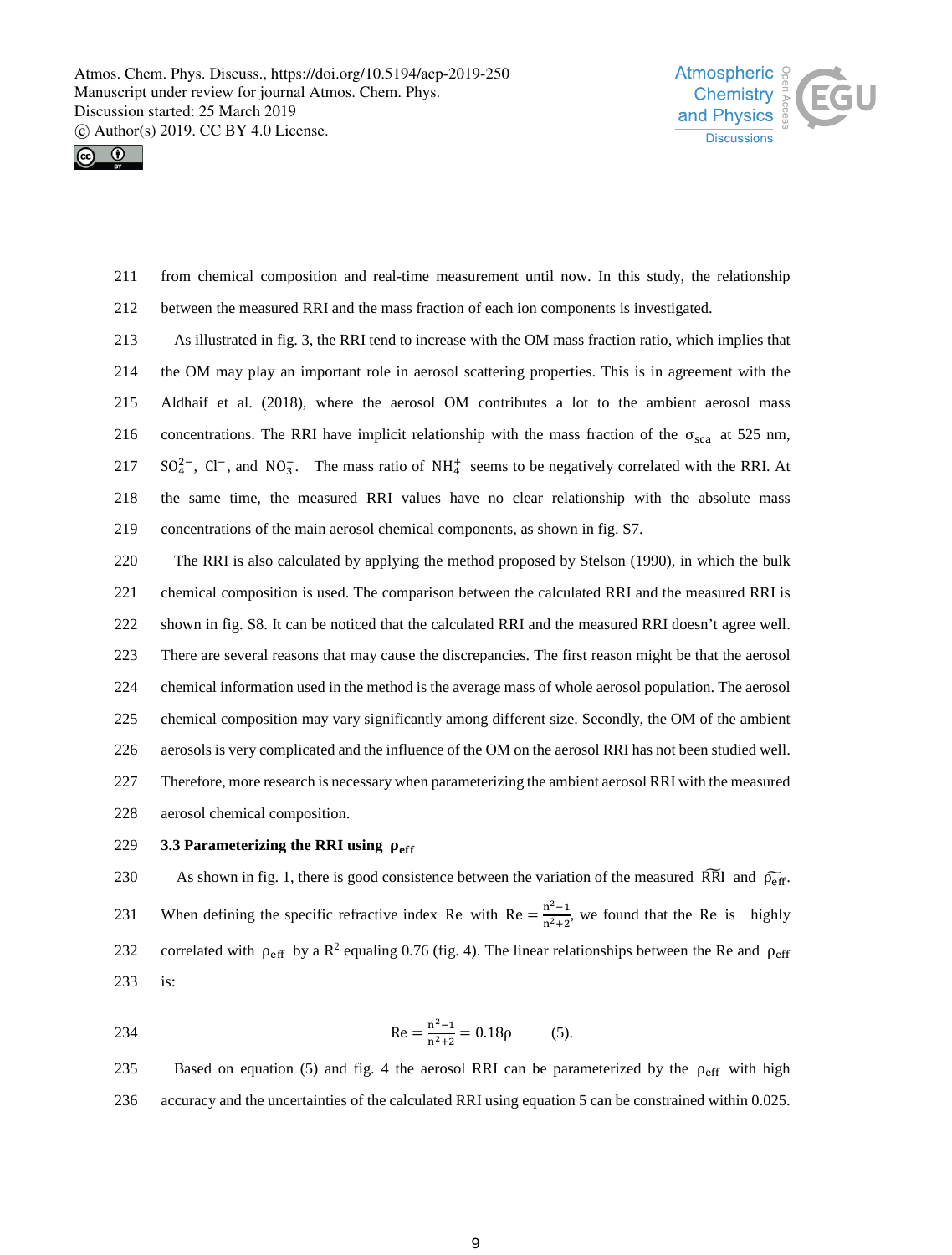from chemical composition and real-time measurement until now. In this study, the relationship between the measured RRI and the mass fraction of each ion components is investigated.

As illustrated in fig. 3, the RRI tend to increase with the OM mass fraction ratio, which implies that the OM may play an important role in aerosol scattering properties. This is in agreement with the Aldhaif et al. (2018), where the aerosol OM contributes a lot to the ambient aerosol mass concentrations. The RRI have implicit relationship with the mass fraction of the $\sigma_{sca}$ at 525 nm, $SO_4^{2-}$, $Cl^-$, and $NO_3^-$. The mass ratio of $NH_4^+$ seems to be negatively correlated with the RRI. At the same time, the measured RRI values have no clear relationship with the absolute mass concentrations of the main aerosol chemical components, as shown in fig. S7.

The RRI is also calculated by applying the method proposed by Stelson (1990), in which the bulk chemical composition is used. The comparison between the calculated RRI and the measured RRI is shown in fig. S8. It can be noticed that the calculated RRI and the measured RRI doesn't agree well. There are several reasons that may cause the discrepancies. The first reason might be that the aerosol chemical information used in the method is the average mass of whole aerosol population. The aerosol chemical composition may vary significantly among different size. Secondly, the OM of the ambient aerosols is very complicated and the influence of the OM on the aerosol RRI has not been studied well. Therefore, more research is necessary when parameterizing the ambient aerosol RRI with the measured aerosol chemical composition.

### 3.3 Parameterizing the RRI using $\rho_{eff}$

As shown in fig. 1, there is good consistence between the variation of the measured $\widetilde{RRI}$ and $\widetilde{\rho_{eff}}$. When defining the specific refractive index Re with $Re = \frac{n^2-1}{n^2+2}$, we found that the Re is highly correlated with $\rho_{eff}$ by a $R^2$ equaling 0.76 (fig. 4). The linear relationships between the Re and $\rho_{eff}$ is:

$$Re = \frac{n^2-1}{n^2+2} = 0.18\rho \qquad (5).$$

Based on equation (5) and fig. 4 the aerosol RRI can be parameterized by the $\rho_{eff}$ with high accuracy and the uncertainties of the calculated RRI using equation 5 can be constrained within 0.025.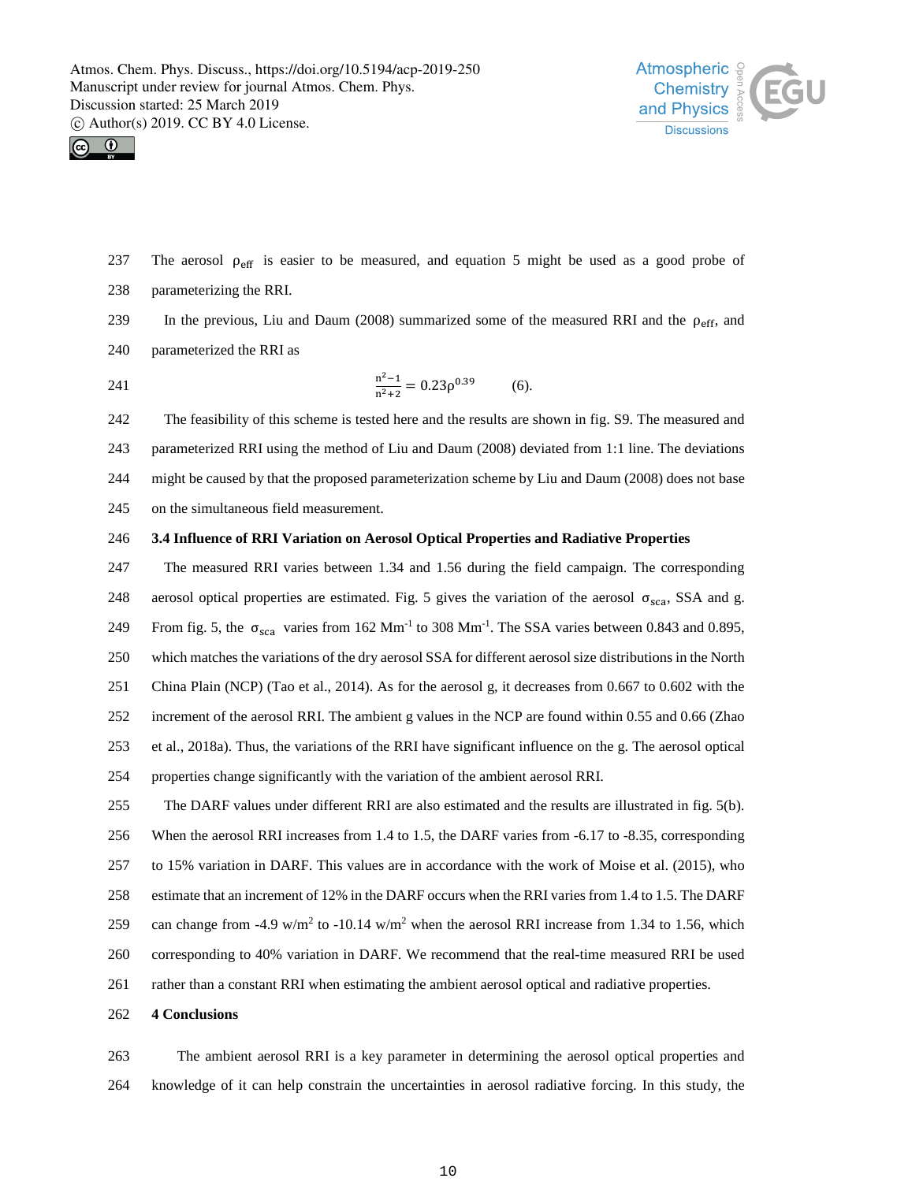The aerosol $\rho_{eff}$ is easier to be measured, and equation 5 might be used as a good probe of parameterizing the RRI.

In the previous, Liu and Daum (2008) summarized some of the measured RRI and the $\rho_{eff}$, and parameterized the RRI as

$$\frac{n^2-1}{n^2+2} = 0.23\rho^{0.39} \qquad (6).$$

The feasibility of this scheme is tested here and the results are shown in fig. S9. The measured and parameterized RRI using the method of Liu and Daum (2008) deviated from 1:1 line. The deviations might be caused by that the proposed parameterization scheme by Liu and Daum (2008) does not base on the simultaneous field measurement.

### 3.4 Influence of RRI Variation on Aerosol Optical Properties and Radiative Properties

The measured RRI varies between 1.34 and 1.56 during the field campaign. The corresponding aerosol optical properties are estimated. Fig. 5 gives the variation of the aerosol $\sigma_{sca}$, SSA and g. From fig. 5, the $\sigma_{sca}$ varies from 162 $Mm^{-1}$ to 308 $Mm^{-1}$. The SSA varies between 0.843 and 0.895, which matches the variations of the dry aerosol SSA for different aerosol size distributions in the North China Plain (NCP) (Tao et al., 2014). As for the aerosol g, it decreases from 0.667 to 0.602 with the increment of the aerosol RRI. The ambient g values in the NCP are found within 0.55 and 0.66 (Zhao et al., 2018a). Thus, the variations of the RRI have significant influence on the g. The aerosol optical properties change significantly with the variation of the ambient aerosol RRI.

The DARF values under different RRI are also estimated and the results are illustrated in fig. 5(b). When the aerosol RRI increases from 1.4 to 1.5, the DARF varies from -6.17 to -8.35, corresponding to 15% variation in DARF. This values are in accordance with the work of Moise et al. (2015), who estimate that an increment of 12% in the DARF occurs when the RRI varies from 1.4 to 1.5. The DARF can change from -4.9 $w/m^2$ to -10.14 $w/m^2$ when the aerosol RRI increase from 1.34 to 1.56, which corresponding to 40% variation in DARF. We recommend that the real-time measured RRI be used rather than a constant RRI when estimating the ambient aerosol optical and radiative properties.

## 4 Conclusions

The ambient aerosol RRI is a key parameter in determining the aerosol optical properties and knowledge of it can help constrain the uncertainties in aerosol radiative forcing. In this study, the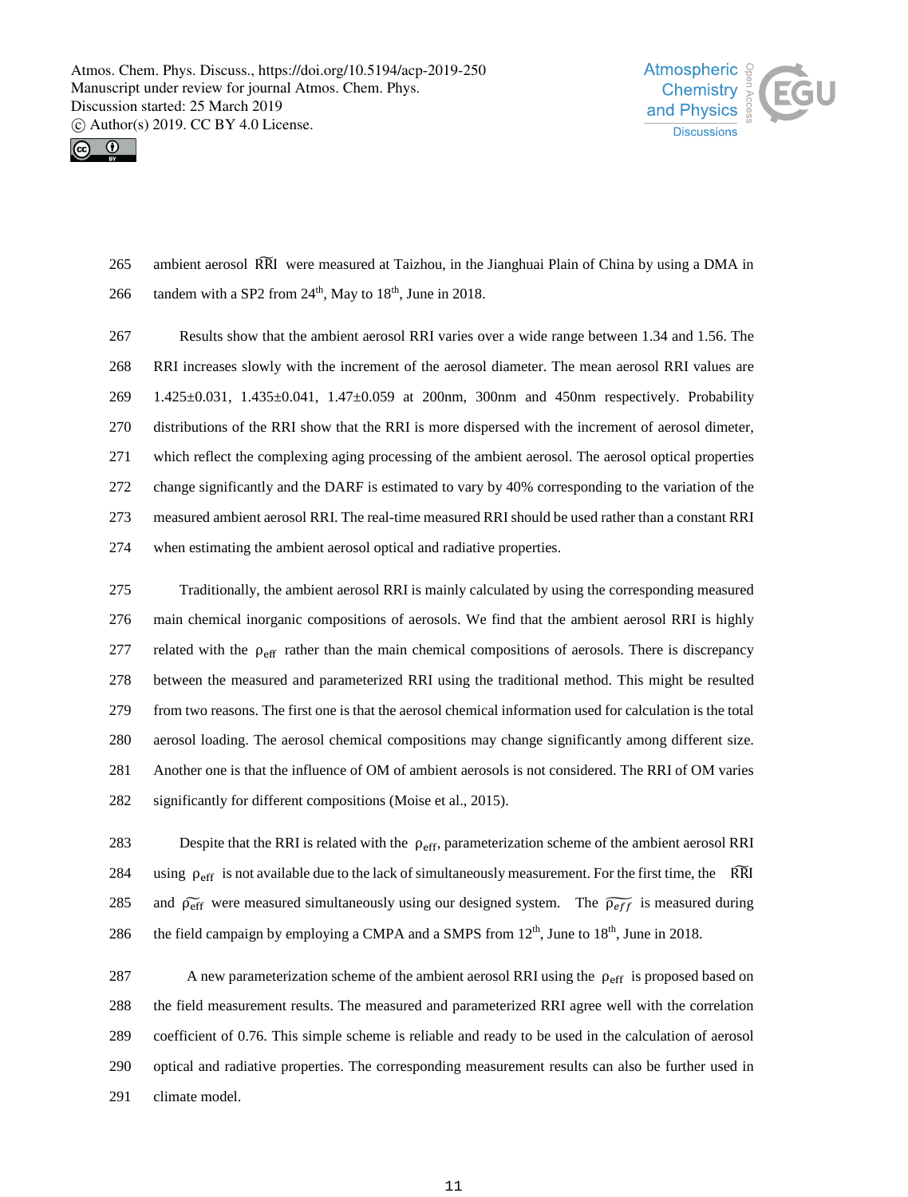ambient aerosol $\widetilde{\text{RRI}}$ were measured at Taizhou, in the Jianghuai Plain of China by using a DMA in tandem with a SP2 from 24th, May to 18th, June in 2018.

Results show that the ambient aerosol RRI varies over a wide range between 1.34 and 1.56. The RRI increases slowly with the increment of the aerosol diameter. The mean aerosol RRI values are 1.425±0.031, 1.435±0.041, 1.47±0.059 at 200nm, 300nm and 450nm respectively. Probability distributions of the RRI show that the RRI is more dispersed with the increment of aerosol dimeter, which reflect the complexing aging processing of the ambient aerosol. The aerosol optical properties change significantly and the DARF is estimated to vary by 40% corresponding to the variation of the measured ambient aerosol RRI. The real-time measured RRI should be used rather than a constant RRI when estimating the ambient aerosol optical and radiative properties.

Traditionally, the ambient aerosol RRI is mainly calculated by using the corresponding measured main chemical inorganic compositions of aerosols. We find that the ambient aerosol RRI is highly related with the $\rho_{\text{eff}}$ rather than the main chemical compositions of aerosols. There is discrepancy between the measured and parameterized RRI using the traditional method. This might be resulted from two reasons. The first one is that the aerosol chemical information used for calculation is the total aerosol loading. The aerosol chemical compositions may change significantly among different size. Another one is that the influence of OM of ambient aerosols is not considered. The RRI of OM varies significantly for different compositions (Moise et al., 2015).

Despite that the RRI is related with the $\rho_{\text{eff}}$, parameterization scheme of the ambient aerosol RRI using $\rho_{\text{eff}}$ is not available due to the lack of simultaneously measurement. For the first time, the $\widetilde{\text{RRI}}$ and $\widetilde{\rho_{\text{eff}}}$ were measured simultaneously using our designed system. The $\widetilde{\rho_{eff}}$ is measured during the field campaign by employing a CMPA and a SMPS from 12th, June to 18th, June in 2018.

A new parameterization scheme of the ambient aerosol RRI using the $\rho_{\text{eff}}$ is proposed based on the field measurement results. The measured and parameterized RRI agree well with the correlation coefficient of 0.76. This simple scheme is reliable and ready to be used in the calculation of aerosol optical and radiative properties. The corresponding measurement results can also be further used in climate model.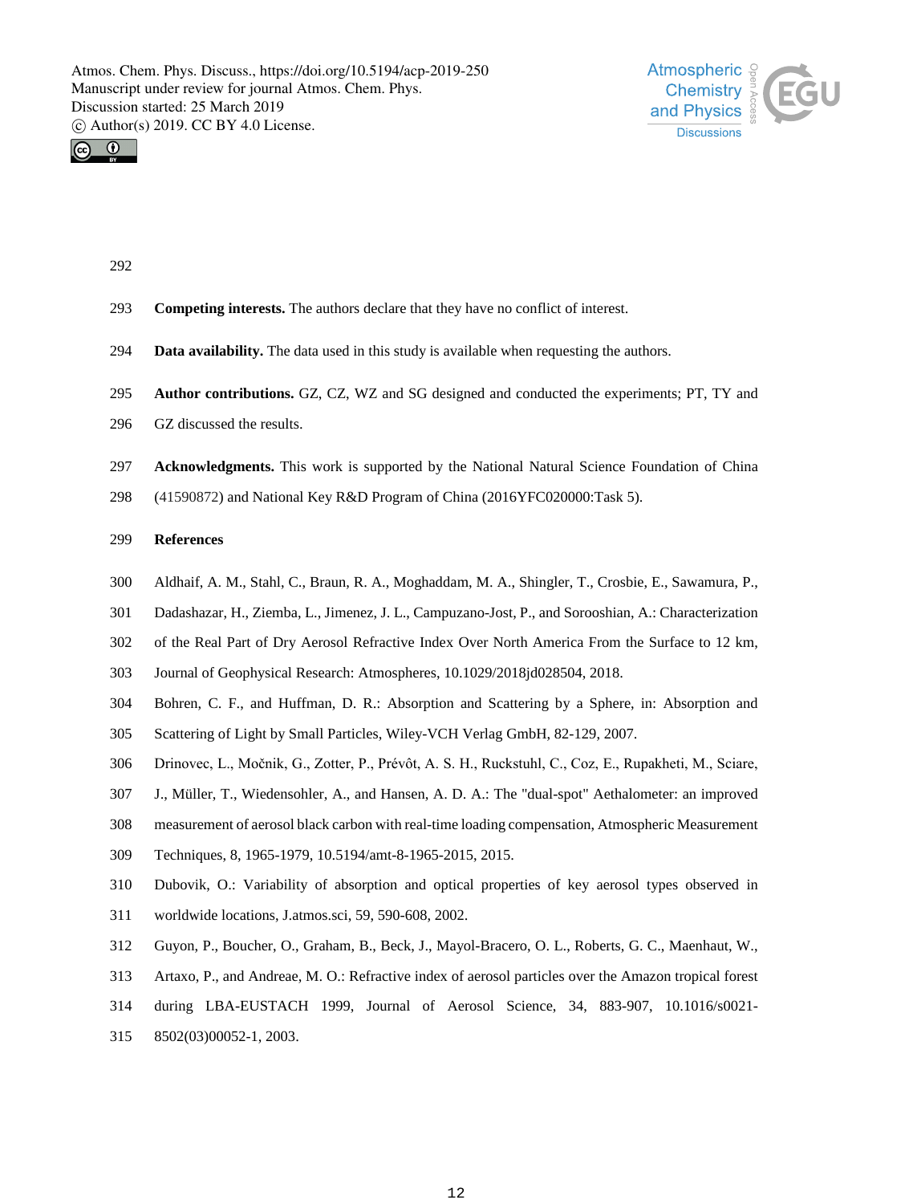**Competing interests.** The authors declare that they have no conflict of interest.

**Data availability.** The data used in this study is available when requesting the authors.

**Author contributions.** GZ, CZ, WZ and SG designed and conducted the experiments; PT, TY and GZ discussed the results.

**Acknowledgments.** This work is supported by the National Natural Science Foundation of China (41590872) and National Key R&D Program of China (2016YFC020000:Task 5).

**References**

Aldhaif, A. M., Stahl, C., Braun, R. A., Moghaddam, M. A., Shingler, T., Crosbie, E., Sawamura, P., Dadashazar, H., Ziemba, L., Jimenez, J. L., Campuzano-Jost, P., and Sorooshian, A.: Characterization of the Real Part of Dry Aerosol Refractive Index Over North America From the Surface to 12 km, Journal of Geophysical Research: Atmospheres, 10.1029/2018jd028504, 2018.

Bohren, C. F., and Huffman, D. R.: Absorption and Scattering by a Sphere, in: Absorption and Scattering of Light by Small Particles, Wiley-VCH Verlag GmbH, 82-129, 2007.

Drinovec, L., Močnik, G., Zotter, P., Prévôt, A. S. H., Ruckstuhl, C., Coz, E., Rupakheti, M., Sciare, J., Müller, T., Wiedensohler, A., and Hansen, A. D. A.: The "dual-spot" Aethalometer: an improved measurement of aerosol black carbon with real-time loading compensation, Atmospheric Measurement Techniques, 8, 1965-1979, 10.5194/amt-8-1965-2015, 2015.

Dubovik, O.: Variability of absorption and optical properties of key aerosol types observed in worldwide locations, J.atmos.sci, 59, 590-608, 2002.

Guyon, P., Boucher, O., Graham, B., Beck, J., Mayol-Bracero, O. L., Roberts, G. C., Maenhaut, W., Artaxo, P., and Andreae, M. O.: Refractive index of aerosol particles over the Amazon tropical forest during LBA-EUSTACH 1999, Journal of Aerosol Science, 34, 883-907, 10.1016/s0021-8502(03)00052-1, 2003.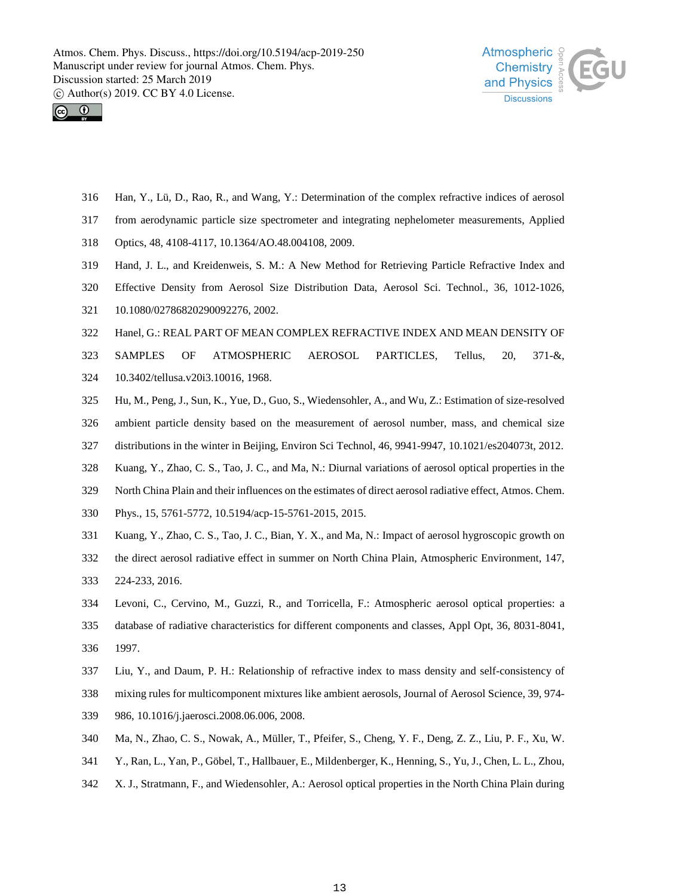Han, Y., Lü, D., Rao, R., and Wang, Y.: Determination of the complex refractive indices of aerosol from aerodynamic particle size spectrometer and integrating nephelometer measurements, Applied Optics, 48, 4108-4117, 10.1364/AO.48.004108, 2009.

Hand, J. L., and Kreidenweis, S. M.: A New Method for Retrieving Particle Refractive Index and Effective Density from Aerosol Size Distribution Data, Aerosol Sci. Technol., 36, 1012-1026, 10.1080/02786820290092276, 2002.

Hanel, G.: REAL PART OF MEAN COMPLEX REFRACTIVE INDEX AND MEAN DENSITY OF SAMPLES OF ATMOSPHERIC AEROSOL PARTICLES, Tellus, 20, 371-&, 10.3402/tellusa.v20i3.10016, 1968.

Hu, M., Peng, J., Sun, K., Yue, D., Guo, S., Wiedensohler, A., and Wu, Z.: Estimation of size-resolved ambient particle density based on the measurement of aerosol number, mass, and chemical size distributions in the winter in Beijing, Environ Sci Technol, 46, 9941-9947, 10.1021/es204073t, 2012.

Kuang, Y., Zhao, C. S., Tao, J. C., and Ma, N.: Diurnal variations of aerosol optical properties in the North China Plain and their influences on the estimates of direct aerosol radiative effect, Atmos. Chem. Phys., 15, 5761-5772, 10.5194/acp-15-5761-2015, 2015.

Kuang, Y., Zhao, C. S., Tao, J. C., Bian, Y. X., and Ma, N.: Impact of aerosol hygroscopic growth on the direct aerosol radiative effect in summer on North China Plain, Atmospheric Environment, 147, 224-233, 2016.

Levoni, C., Cervino, M., Guzzi, R., and Torricella, F.: Atmospheric aerosol optical properties: a database of radiative characteristics for different components and classes, Appl Opt, 36, 8031-8041, 1997.

Liu, Y., and Daum, P. H.: Relationship of refractive index to mass density and self-consistency of mixing rules for multicomponent mixtures like ambient aerosols, Journal of Aerosol Science, 39, 974-986, 10.1016/j.jaerosci.2008.06.006, 2008.

Ma, N., Zhao, C. S., Nowak, A., Müller, T., Pfeifer, S., Cheng, Y. F., Deng, Z. Z., Liu, P. F., Xu, W. Y., Ran, L., Yan, P., Göbel, T., Hallbauer, E., Mildenberger, K., Henning, S., Yu, J., Chen, L. L., Zhou, X. J., Stratmann, F., and Wiedensohler, A.: Aerosol optical properties in the North China Plain during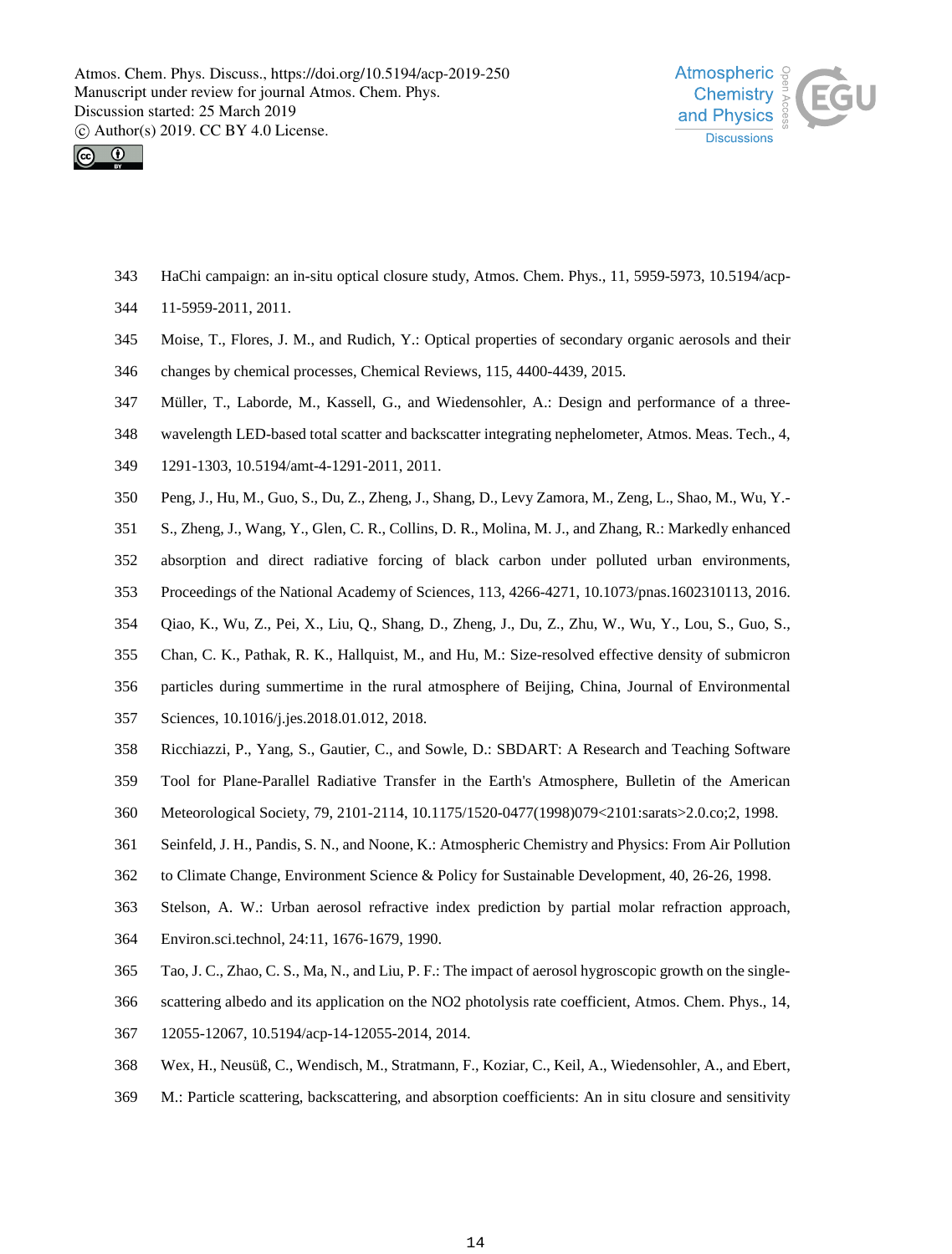HaChi campaign: an in-situ optical closure study, Atmos. Chem. Phys., 11, 5959-5973, 10.5194/acp-11-5959-2011, 2011.

Moise, T., Flores, J. M., and Rudich, Y.: Optical properties of secondary organic aerosols and their changes by chemical processes, Chemical Reviews, 115, 4400-4439, 2015.

Müller, T., Laborde, M., Kassell, G., and Wiedensohler, A.: Design and performance of a three-wavelength LED-based total scatter and backscatter integrating nephelometer, Atmos. Meas. Tech., 4, 1291-1303, 10.5194/amt-4-1291-2011, 2011.

Peng, J., Hu, M., Guo, S., Du, Z., Zheng, J., Shang, D., Levy Zamora, M., Zeng, L., Shao, M., Wu, Y.-S., Zheng, J., Wang, Y., Glen, C. R., Collins, D. R., Molina, M. J., and Zhang, R.: Markedly enhanced absorption and direct radiative forcing of black carbon under polluted urban environments, Proceedings of the National Academy of Sciences, 113, 4266-4271, 10.1073/pnas.1602310113, 2016.

Qiao, K., Wu, Z., Pei, X., Liu, Q., Shang, D., Zheng, J., Du, Z., Zhu, W., Wu, Y., Lou, S., Guo, S., Chan, C. K., Pathak, R. K., Hallquist, M., and Hu, M.: Size-resolved effective density of submicron particles during summertime in the rural atmosphere of Beijing, China, Journal of Environmental Sciences, 10.1016/j.jes.2018.01.012, 2018.

Ricchiazzi, P., Yang, S., Gautier, C., and Sowle, D.: SBDART: A Research and Teaching Software Tool for Plane-Parallel Radiative Transfer in the Earth's Atmosphere, Bulletin of the American Meteorological Society, 79, 2101-2114, 10.1175/1520-0477(1998)079<2101:sarats>2.0.co;2, 1998.

Seinfeld, J. H., Pandis, S. N., and Noone, K.: Atmospheric Chemistry and Physics: From Air Pollution to Climate Change, Environment Science & Policy for Sustainable Development, 40, 26-26, 1998.

Stelson, A. W.: Urban aerosol refractive index prediction by partial molar refraction approach, Environ.sci.technol, 24:11, 1676-1679, 1990.

Tao, J. C., Zhao, C. S., Ma, N., and Liu, P. F.: The impact of aerosol hygroscopic growth on the single-scattering albedo and its application on the NO2 photolysis rate coefficient, Atmos. Chem. Phys., 14, 12055-12067, 10.5194/acp-14-12055-2014, 2014.

Wex, H., Neusüß, C., Wendisch, M., Stratmann, F., Koziar, C., Keil, A., Wiedensohler, A., and Ebert, M.: Particle scattering, backscattering, and absorption coefficients: An in situ closure and sensitivity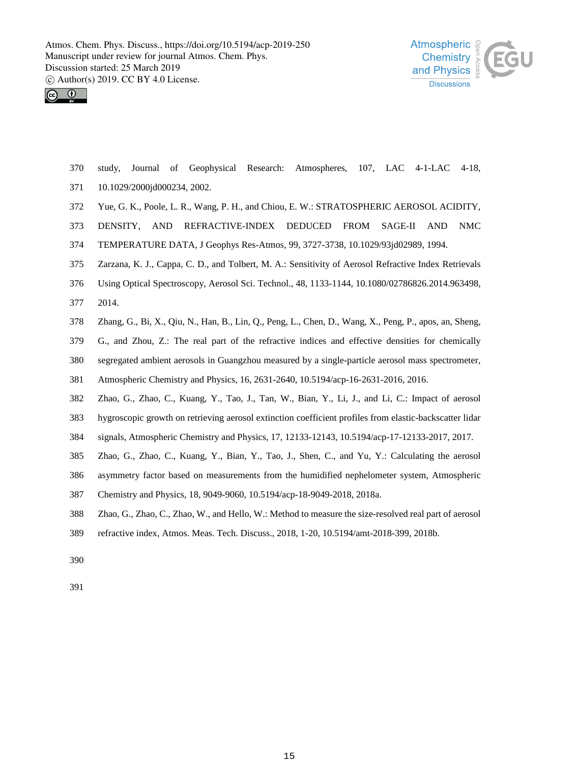study, Journal of Geophysical Research: Atmospheres, 107, LAC 4-1-LAC 4-18, 10.1029/2000jd000234, 2002.

Yue, G. K., Poole, L. R., Wang, P. H., and Chiou, E. W.: STRATOSPHERIC AEROSOL ACIDITY, DENSITY, AND REFRACTIVE-INDEX DEDUCED FROM SAGE-II AND NMC TEMPERATURE DATA, J Geophys Res-Atmos, 99, 3727-3738, 10.1029/93jd02989, 1994.

Zarzana, K. J., Cappa, C. D., and Tolbert, M. A.: Sensitivity of Aerosol Refractive Index Retrievals Using Optical Spectroscopy, Aerosol Sci. Technol., 48, 1133-1144, 10.1080/02786826.2014.963498, 2014.

Zhang, G., Bi, X., Qiu, N., Han, B., Lin, Q., Peng, L., Chen, D., Wang, X., Peng, P., apos, an, Sheng, G., and Zhou, Z.: The real part of the refractive indices and effective densities for chemically segregated ambient aerosols in Guangzhou measured by a single-particle aerosol mass spectrometer, Atmospheric Chemistry and Physics, 16, 2631-2640, 10.5194/acp-16-2631-2016, 2016.

Zhao, G., Zhao, C., Kuang, Y., Tao, J., Tan, W., Bian, Y., Li, J., and Li, C.: Impact of aerosol hygroscopic growth on retrieving aerosol extinction coefficient profiles from elastic-backscatter lidar signals, Atmospheric Chemistry and Physics, 17, 12133-12143, 10.5194/acp-17-12133-2017, 2017.

Zhao, G., Zhao, C., Kuang, Y., Bian, Y., Tao, J., Shen, C., and Yu, Y.: Calculating the aerosol asymmetry factor based on measurements from the humidified nephelometer system, Atmospheric Chemistry and Physics, 18, 9049-9060, 10.5194/acp-18-9049-2018, 2018a.

Zhao, G., Zhao, C., Zhao, W., and Hello, W.: Method to measure the size-resolved real part of aerosol refractive index, Atmos. Meas. Tech. Discuss., 2018, 1-20, 10.5194/amt-2018-399, 2018b.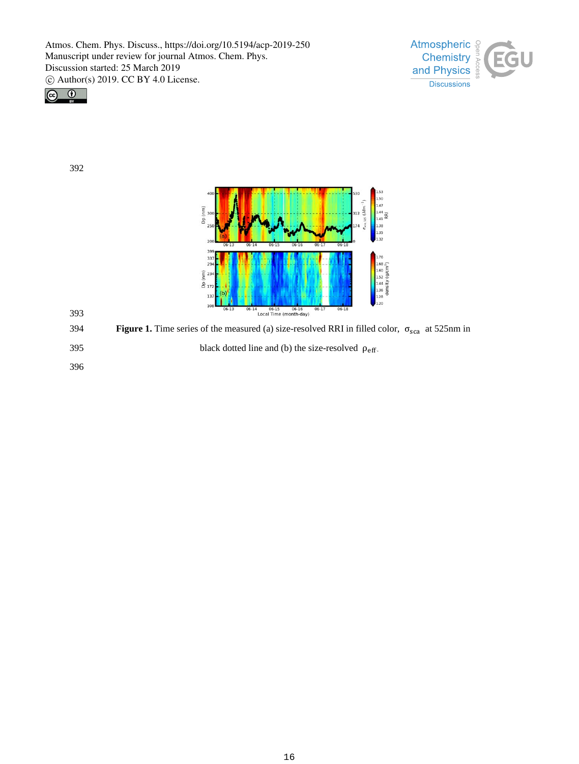**Figure 1.** Time series of the measured (a) size-resolved RRI in filled color, $\sigma_{sca}$ at 525nm in black dotted line and (b) the size-resolved $\rho_{eff}$.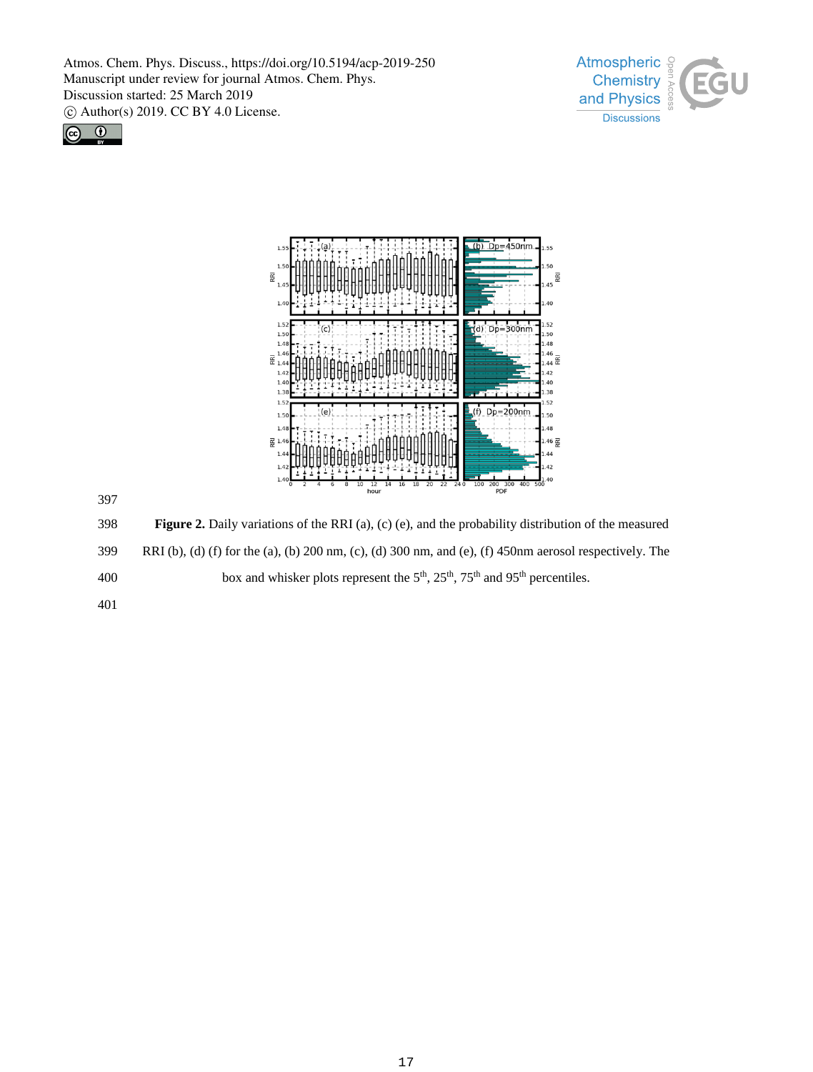**Figure 2.** Daily variations of the RRI (a), (c) (e), and the probability distribution of the measured RRI (b), (d) (f) for the (a), (b) 200 nm, (c), (d) 300 nm, and (e), (f) 450nm aerosol respectively. The box and whisker plots represent the 5[th], 25[th], 75[th] and 95[th] percentiles.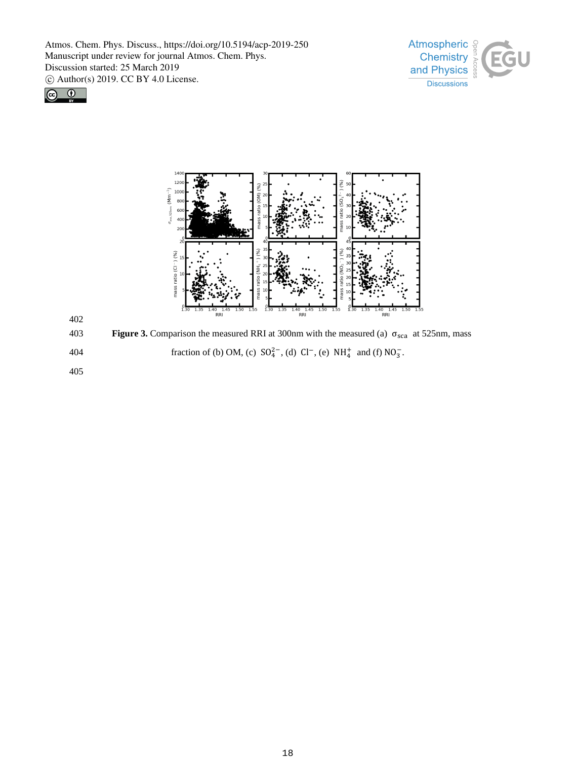**Figure 3.** Comparison the measured RRI at 300nm with the measured (a) $\sigma_{sca}$ at 525nm, mass fraction of (b) OM, (c) $SO_4^{2-}$, (d) $Cl^-$, (e) $NH_4^+$ and (f) $NO_3^-$.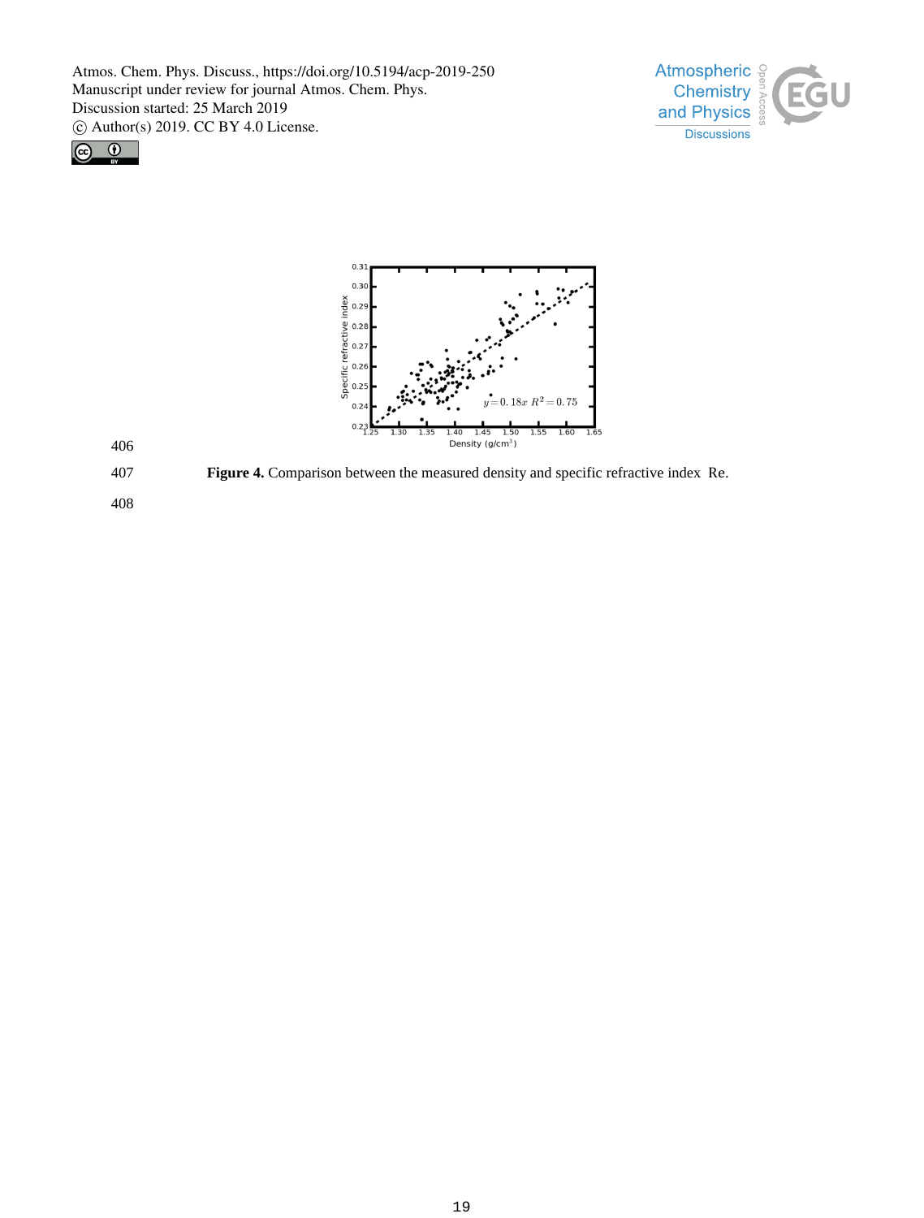Figure 4. Comparison between the measured density and specific refractive index Re.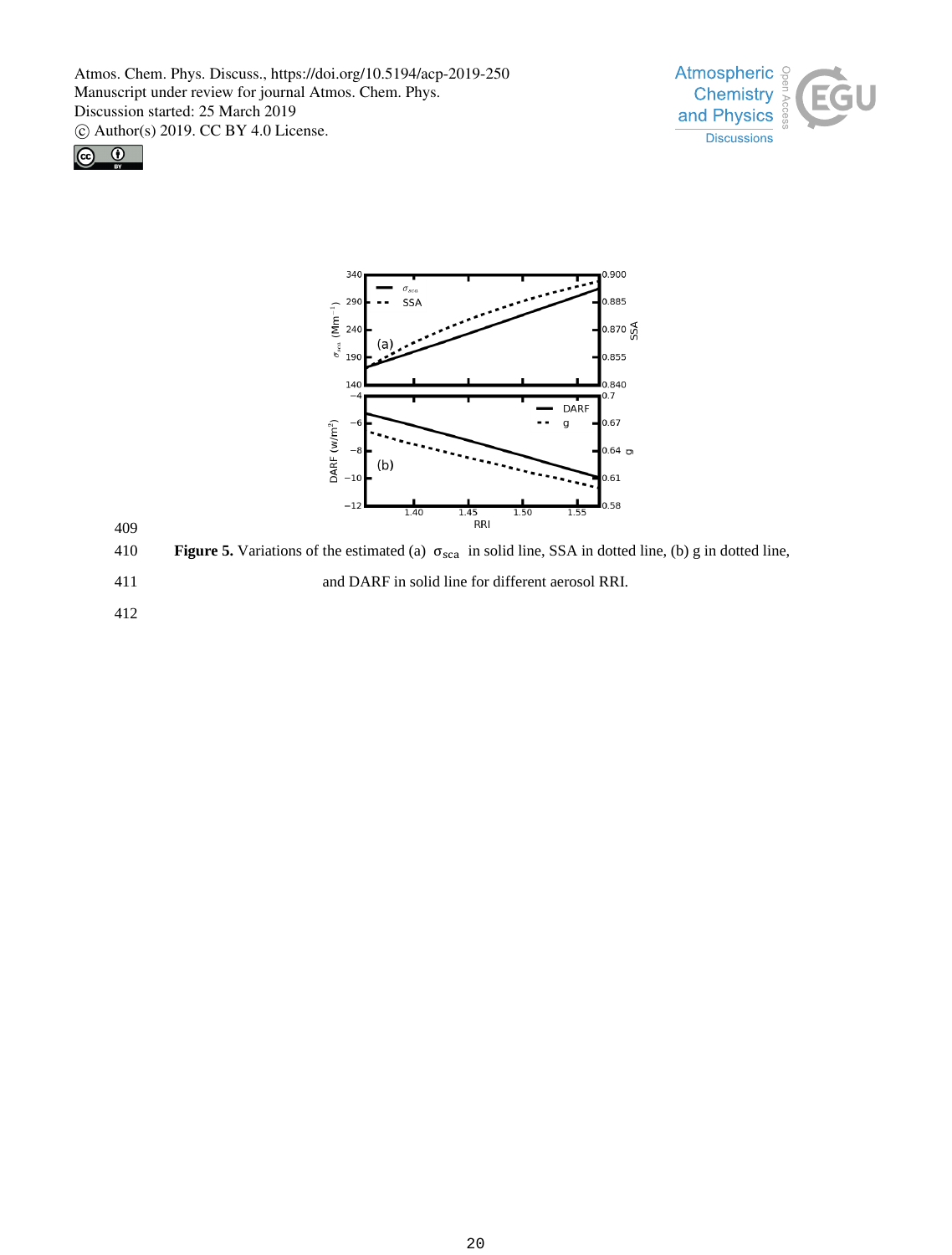340
290
240
190
140
$\sigma_{sca}$ (Mm$^{-1}$)
$\sigma_{sca}$
SSA
(a)
0.900
0.885
0.870
0.855
0.840
SSA

−4
−6
−8
−10
−12
DARF (w/m$^2$)
DARF
g
(b)
0.7
0.67
0.64
0.61
0.58
g
1.40
1.45
1.50
1.55
RRI

**Figure 5.** Variations of the estimated (a) $\sigma_{sca}$ in solid line, SSA in dotted line, (b) g in dotted line, and DARF in solid line for different aerosol RRI.